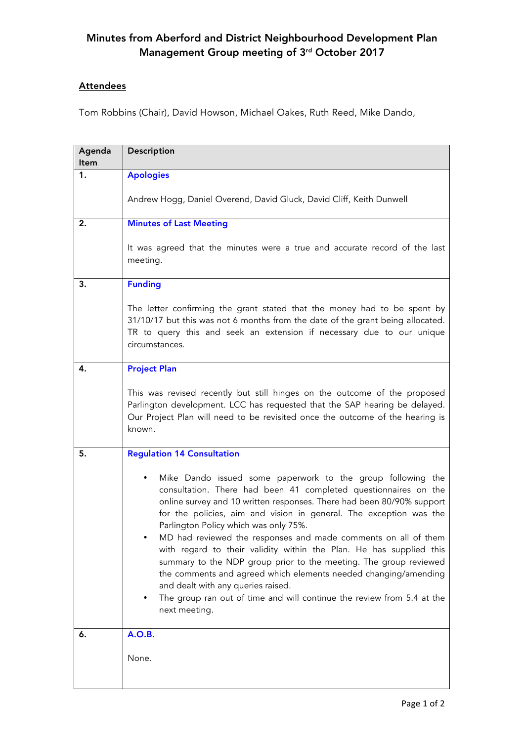# Minutes from Aberford and District Neighbourhood Development Plan Management Group meeting of 3rd October 2017

## Attendees

Tom Robbins (Chair), David Howson, Michael Oakes, Ruth Reed, Mike Dando,

| Agenda Item | Description |
|---|---|
| 1. | **Apologies**<br><br>Andrew Hogg, Daniel Overend, David Gluck, David Cliff, Keith Dunwell |
| 2. | **Minutes of Last Meeting**<br><br>It was agreed that the minutes were a true and accurate record of the last meeting. |
| 3. | **Funding**<br><br>The letter confirming the grant stated that the money had to be spent by 31/10/17 but this was not 6 months from the date of the grant being allocated. TR to query this and seek an extension if necessary due to our unique circumstances. |
| 4. | **Project Plan**<br><br>This was revised recently but still hinges on the outcome of the proposed Parlington development. LCC has requested that the SAP hearing be delayed. Our Project Plan will need to be revisited once the outcome of the hearing is known. |
| 5. | **Regulation 14 Consultation**<br><br>• Mike Dando issued some paperwork to the group following the consultation. There had been 41 completed questionnaires on the online survey and 10 written responses. There had been 80/90% support for the policies, aim and vision in general. The exception was the Parlington Policy which was only 75%.<br>• MD had reviewed the responses and made comments on all of them with regard to their validity within the Plan. He has supplied this summary to the NDP group prior to the meeting. The group reviewed the comments and agreed which elements needed changing/amending and dealt with any queries raised.<br>• The group ran out of time and will continue the review from 5.4 at the next meeting. |
| 6. | **A.O.B.**<br><br>None. |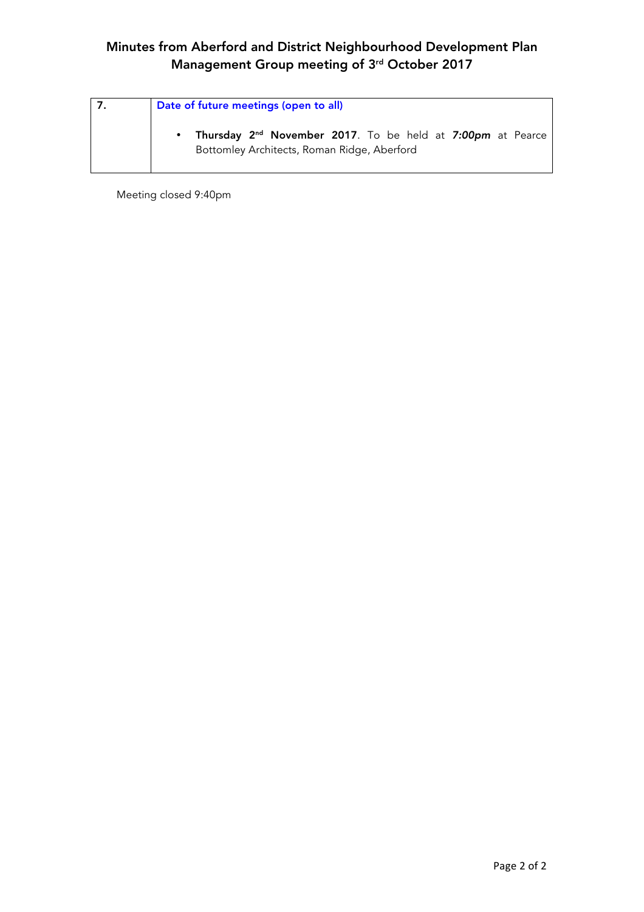# Minutes from Aberford and District Neighbourhood Development Plan Management Group meeting of 3rd October 2017

| | |
|---|---|
| 7. | **Date of future meetings (open to all)**<br><br>• **Thursday 2nd November 2017**. To be held at ***7:00pm*** at Pearce Bottomley Architects, Roman Ridge, Aberford |

Meeting closed 9:40pm